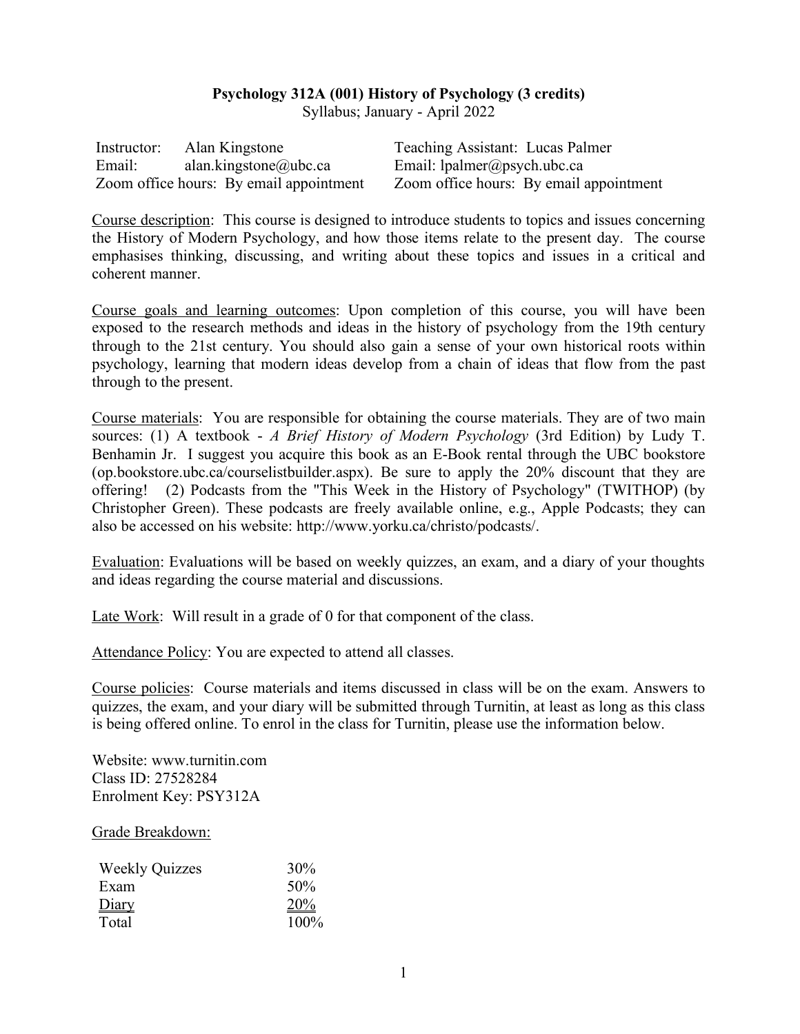**Psychology 312A (001) History of Psychology (3 credits)**

Syllabus; January - April 2022

| | |
|---|---|
| Instructor: Alan Kingstone | Teaching Assistant: Lucas Palmer |
| Email: alan.kingstone@ubc.ca | Email: lpalmer@psych.ubc.ca |
| Zoom office hours: By email appointment | Zoom office hours: By email appointment |

Course description: This course is designed to introduce students to topics and issues concerning the History of Modern Psychology, and how those items relate to the present day. The course emphasises thinking, discussing, and writing about these topics and issues in a critical and coherent manner.

Course goals and learning outcomes: Upon completion of this course, you will have been exposed to the research methods and ideas in the history of psychology from the 19th century through to the 21st century. You should also gain a sense of your own historical roots within psychology, learning that modern ideas develop from a chain of ideas that flow from the past through to the present.

Course materials: You are responsible for obtaining the course materials. They are of two main sources: (1) A textbook - *A Brief History of Modern Psychology* (3rd Edition) by Ludy T. Benhamin Jr. I suggest you acquire this book as an E-Book rental through the UBC bookstore (op.bookstore.ubc.ca/courselistbuilder.aspx). Be sure to apply the 20% discount that they are offering! (2) Podcasts from the "This Week in the History of Psychology" (TWITHOP) (by Christopher Green). These podcasts are freely available online, e.g., Apple Podcasts; they can also be accessed on his website: http://www.yorku.ca/christo/podcasts/.

Evaluation: Evaluations will be based on weekly quizzes, an exam, and a diary of your thoughts and ideas regarding the course material and discussions.

Late Work: Will result in a grade of 0 for that component of the class.

Attendance Policy: You are expected to attend all classes.

Course policies: Course materials and items discussed in class will be on the exam. Answers to quizzes, the exam, and your diary will be submitted through Turnitin, at least as long as this class is being offered online. To enrol in the class for Turnitin, please use the information below.

Website: www.turnitin.com
Class ID: 27528284
Enrolment Key: PSY312A

Grade Breakdown:

| | |
|---|---|
| Weekly Quizzes | 30% |
| Exam | 50% |
| Diary | 20% |
| Total | 100% |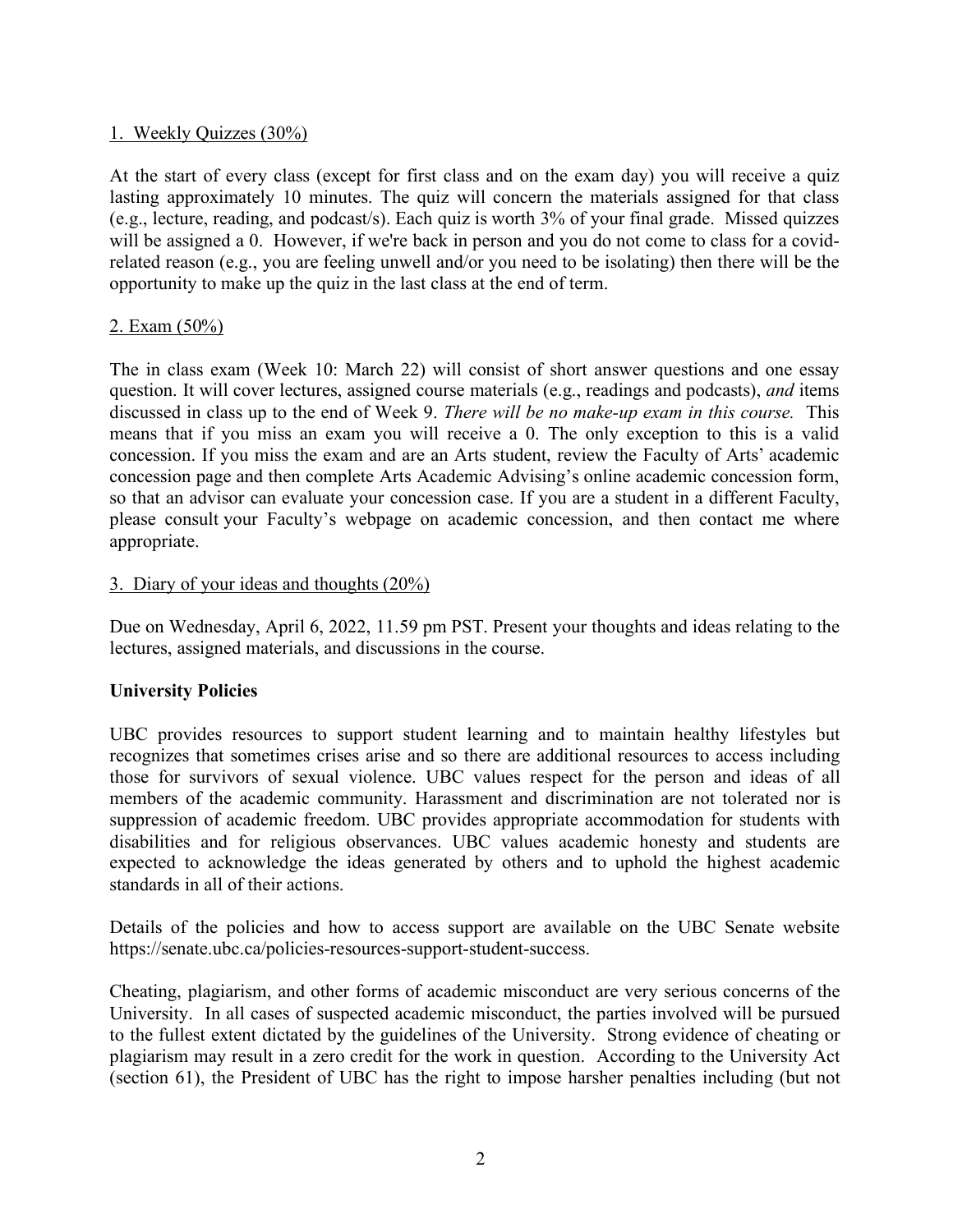1. Weekly Quizzes (30%)

At the start of every class (except for first class and on the exam day) you will receive a quiz lasting approximately 10 minutes. The quiz will concern the materials assigned for that class (e.g., lecture, reading, and podcast/s). Each quiz is worth 3% of your final grade. Missed quizzes will be assigned a 0. However, if we're back in person and you do not come to class for a covid-related reason (e.g., you are feeling unwell and/or you need to be isolating) then there will be the opportunity to make up the quiz in the last class at the end of term.

2. Exam (50%)

The in class exam (Week 10: March 22) will consist of short answer questions and one essay question. It will cover lectures, assigned course materials (e.g., readings and podcasts), *and* items discussed in class up to the end of Week 9. *There will be no make-up exam in this course.* This means that if you miss an exam you will receive a 0. The only exception to this is a valid concession. If you miss the exam and are an Arts student, review the Faculty of Arts' academic concession page and then complete Arts Academic Advising's online academic concession form, so that an advisor can evaluate your concession case. If you are a student in a different Faculty, please consult your Faculty's webpage on academic concession, and then contact me where appropriate.

3. Diary of your ideas and thoughts (20%)

Due on Wednesday, April 6, 2022, 11.59 pm PST. Present your thoughts and ideas relating to the lectures, assigned materials, and discussions in the course.

**University Policies**

UBC provides resources to support student learning and to maintain healthy lifestyles but recognizes that sometimes crises arise and so there are additional resources to access including those for survivors of sexual violence. UBC values respect for the person and ideas of all members of the academic community. Harassment and discrimination are not tolerated nor is suppression of academic freedom. UBC provides appropriate accommodation for students with disabilities and for religious observances. UBC values academic honesty and students are expected to acknowledge the ideas generated by others and to uphold the highest academic standards in all of their actions.

Details of the policies and how to access support are available on the UBC Senate website https://senate.ubc.ca/policies-resources-support-student-success.

Cheating, plagiarism, and other forms of academic misconduct are very serious concerns of the University. In all cases of suspected academic misconduct, the parties involved will be pursued to the fullest extent dictated by the guidelines of the University. Strong evidence of cheating or plagiarism may result in a zero credit for the work in question. According to the University Act (section 61), the President of UBC has the right to impose harsher penalties including (but not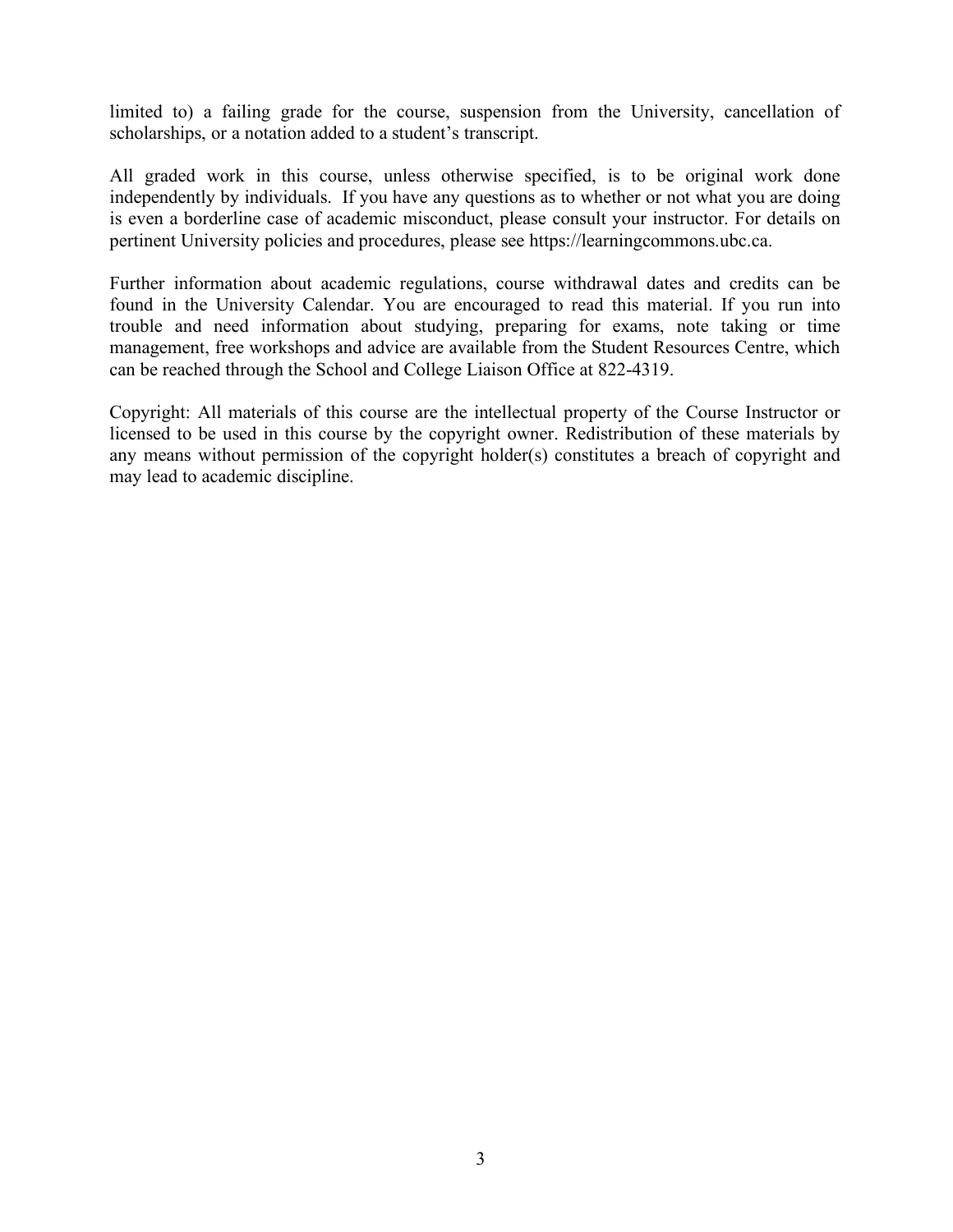limited to) a failing grade for the course, suspension from the University, cancellation of scholarships, or a notation added to a student's transcript.

All graded work in this course, unless otherwise specified, is to be original work done independently by individuals. If you have any questions as to whether or not what you are doing is even a borderline case of academic misconduct, please consult your instructor. For details on pertinent University policies and procedures, please see https://learningcommons.ubc.ca.

Further information about academic regulations, course withdrawal dates and credits can be found in the University Calendar. You are encouraged to read this material. If you run into trouble and need information about studying, preparing for exams, note taking or time management, free workshops and advice are available from the Student Resources Centre, which can be reached through the School and College Liaison Office at 822-4319.

Copyright: All materials of this course are the intellectual property of the Course Instructor or licensed to be used in this course by the copyright owner. Redistribution of these materials by any means without permission of the copyright holder(s) constitutes a breach of copyright and may lead to academic discipline.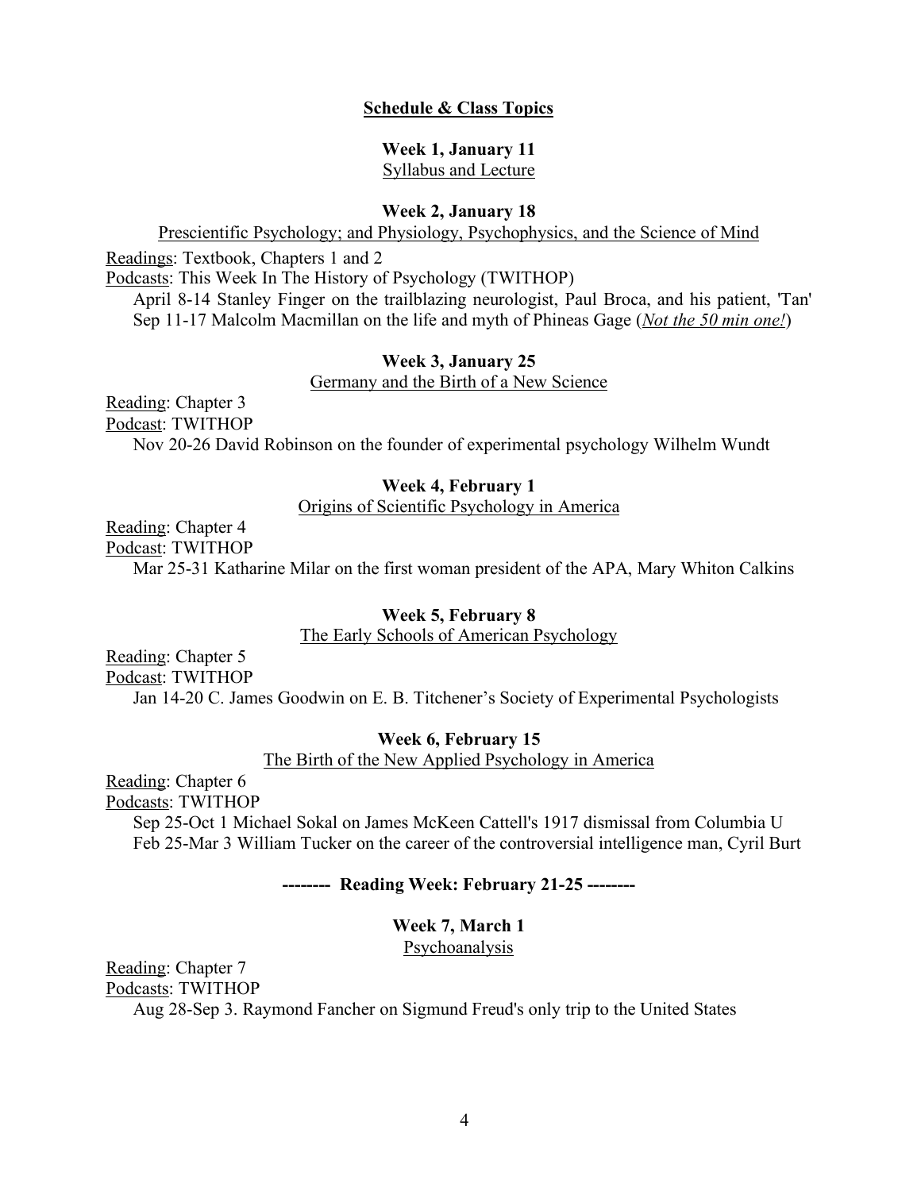## Schedule & Class Topics

**Week 1, January 11**
Syllabus and Lecture

**Week 2, January 18**
Prescientific Psychology; and Physiology, Psychophysics, and the Science of Mind

Readings: Textbook, Chapters 1 and 2
Podcasts: This Week In The History of Psychology (TWITHOP)
April 8-14 Stanley Finger on the trailblazing neurologist, Paul Broca, and his patient, 'Tan'
Sep 11-17 Malcolm Macmillan on the life and myth of Phineas Gage (***Not the 50 min one!***)

**Week 3, January 25**
Germany and the Birth of a New Science

Reading: Chapter 3
Podcast: TWITHOP
Nov 20-26 David Robinson on the founder of experimental psychology Wilhelm Wundt

**Week 4, February 1**
Origins of Scientific Psychology in America

Reading: Chapter 4
Podcast: TWITHOP
Mar 25-31 Katharine Milar on the first woman president of the APA, Mary Whiton Calkins

**Week 5, February 8**
The Early Schools of American Psychology

Reading: Chapter 5
Podcast: TWITHOP
Jan 14-20 C. James Goodwin on E. B. Titchener's Society of Experimental Psychologists

**Week 6, February 15**
The Birth of the New Applied Psychology in America

Reading: Chapter 6
Podcasts: TWITHOP
Sep 25-Oct 1 Michael Sokal on James McKeen Cattell's 1917 dismissal from Columbia U
Feb 25-Mar 3 William Tucker on the career of the controversial intelligence man, Cyril Burt

**-------- Reading Week: February 21-25 --------**

**Week 7, March 1**
Psychoanalysis

Reading: Chapter 7
Podcasts: TWITHOP
Aug 28-Sep 3. Raymond Fancher on Sigmund Freud's only trip to the United States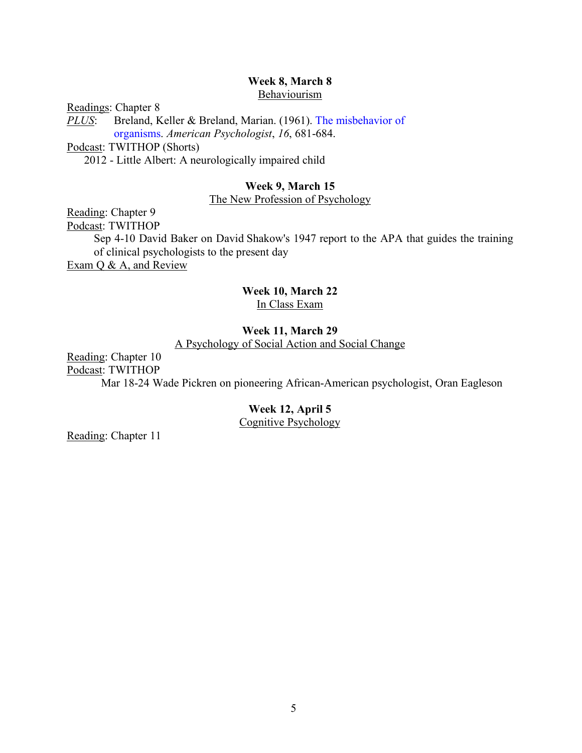**Week 8, March 8**

Behaviourism

Readings: Chapter 8

*PLUS*: Breland, Keller & Breland, Marian. (1961). The misbehavior of organisms. *American Psychologist*, *16*, 681-684.

Podcast: TWITHOP (Shorts)

2012 - Little Albert: A neurologically impaired child

**Week 9, March 15**

The New Profession of Psychology

Reading: Chapter 9

Podcast: TWITHOP

Sep 4-10 David Baker on David Shakow's 1947 report to the APA that guides the training of clinical psychologists to the present day

Exam Q & A, and Review

**Week 10, March 22**

In Class Exam

**Week 11, March 29**

A Psychology of Social Action and Social Change

Reading: Chapter 10

Podcast: TWITHOP

Mar 18-24 Wade Pickren on pioneering African-American psychologist, Oran Eagleson

**Week 12, April 5**

Cognitive Psychology

Reading: Chapter 11